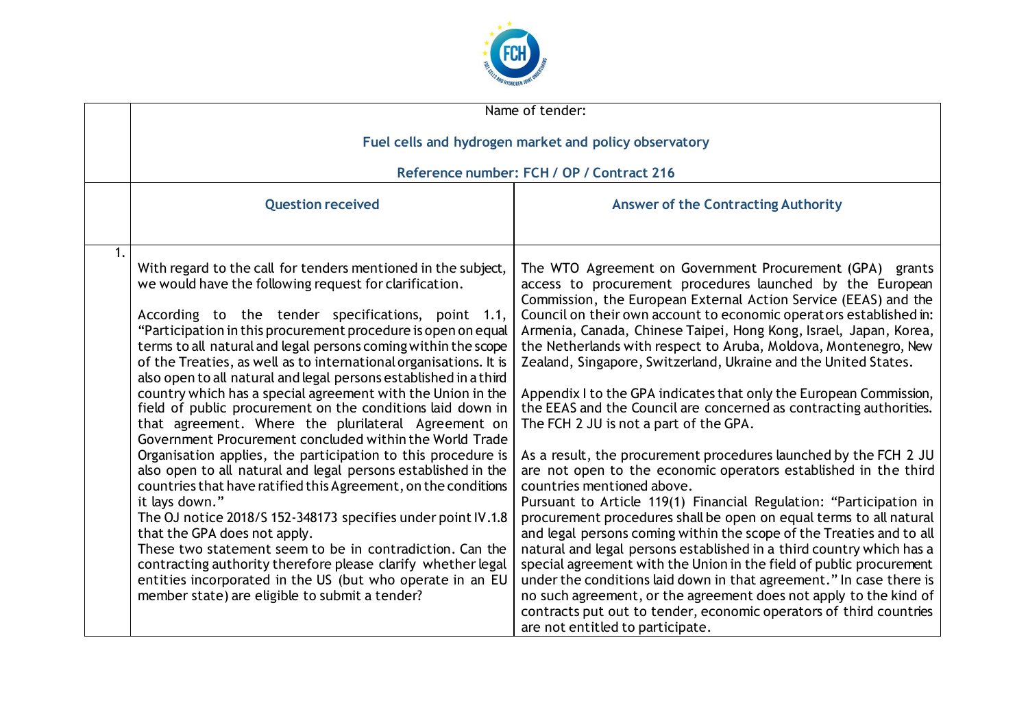| | Name of tender:<br><br>**Fuel cells and hydrogen market and policy observatory**<br><br>**Reference number: FCH / OP / Contract 216** | |
|---|---|---|
| | **Question received** | **Answer of the Contracting Authority** |
| 1. | With regard to the call for tenders mentioned in the subject, we would have the following request for clarification.<br><br>According to the tender specifications, point 1.1, "Participation in this procurement procedure is open on equal terms to all natural and legal persons coming within the scope of the Treaties, as well as to international organisations. It is also open to all natural and legal persons established in a third country which has a special agreement with the Union in the field of public procurement on the conditions laid down in that agreement. Where the plurilateral Agreement on Government Procurement concluded within the World Trade Organisation applies, the participation to this procedure is also open to all natural and legal persons established in the countries that have ratified this Agreement, on the conditions it lays down."<br>The OJ notice 2018/S 152-348173 specifies under point IV.1.8 that the GPA does not apply.<br>These two statement seem to be in contradiction. Can the contracting authority therefore please clarify whether legal entities incorporated in the US (but who operate in an EU member state) are eligible to submit a tender? | The WTO Agreement on Government Procurement (GPA) grants access to procurement procedures launched by the European Commission, the European External Action Service (EEAS) and the Council on their own account to economic operators established in: Armenia, Canada, Chinese Taipei, Hong Kong, Israel, Japan, Korea, the Netherlands with respect to Aruba, Moldova, Montenegro, New Zealand, Singapore, Switzerland, Ukraine and the United States.<br><br>Appendix I to the GPA indicates that only the European Commission, the EEAS and the Council are concerned as contracting authorities. The FCH 2 JU is not a part of the GPA.<br><br>As a result, the procurement procedures launched by the FCH 2 JU are not open to the economic operators established in the third countries mentioned above.<br>Pursuant to Article 119(1) Financial Regulation: "Participation in procurement procedures shall be open on equal terms to all natural and legal persons coming within the scope of the Treaties and to all natural and legal persons established in a third country which has a special agreement with the Union in the field of public procurement under the conditions laid down in that agreement." In case there is no such agreement, or the agreement does not apply to the kind of contracts put out to tender, economic operators of third countries are not entitled to participate. |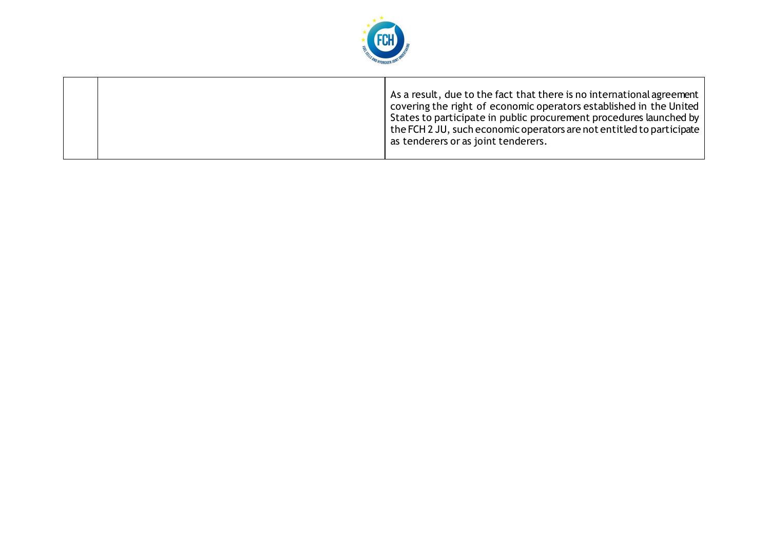| | | |
|---|---|---|
| | | As a result, due to the fact that there is no international agreement covering the right of economic operators established in the United States to participate in public procurement procedures launched by the FCH 2 JU, such economic operators are not entitled to participate as tenderers or as joint tenderers. |